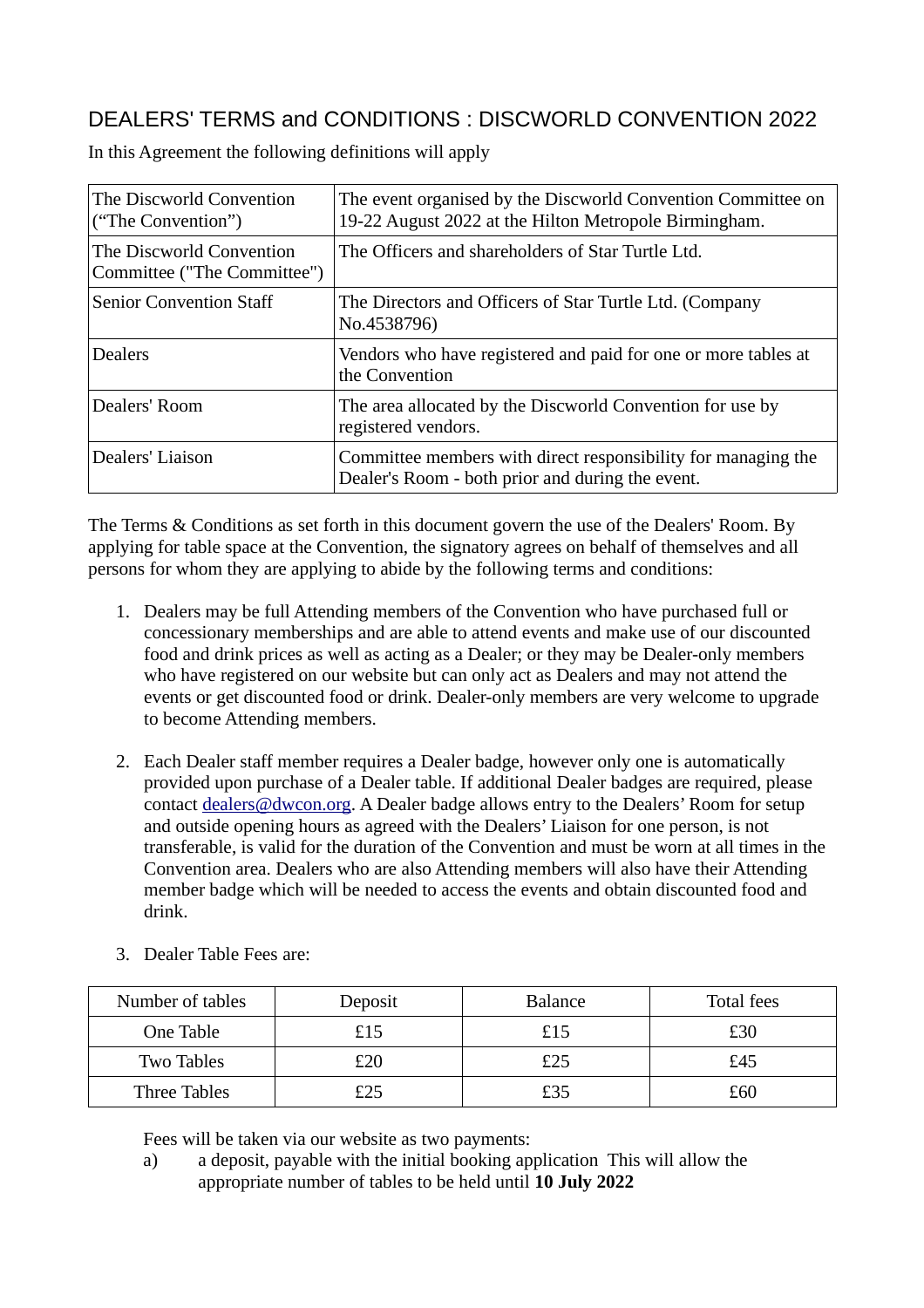# DEALERS' TERMS and CONDITIONS : DISCWORLD CONVENTION 2022

In this Agreement the following definitions will apply

| | |
|---|---|
| The Discworld Convention ("The Convention") | The event organised by the Discworld Convention Committee on 19-22 August 2022 at the Hilton Metropole Birmingham. |
| The Discworld Convention Committee ("The Committee") | The Officers and shareholders of Star Turtle Ltd. |
| Senior Convention Staff | The Directors and Officers of Star Turtle Ltd. (Company No.4538796) |
| Dealers | Vendors who have registered and paid for one or more tables at the Convention |
| Dealers' Room | The area allocated by the Discworld Convention for use by registered vendors. |
| Dealers' Liaison | Committee members with direct responsibility for managing the Dealer's Room - both prior and during the event. |

The Terms & Conditions as set forth in this document govern the use of the Dealers' Room. By applying for table space at the Convention, the signatory agrees on behalf of themselves and all persons for whom they are applying to abide by the following terms and conditions:

1. Dealers may be full Attending members of the Convention who have purchased full or concessionary memberships and are able to attend events and make use of our discounted food and drink prices as well as acting as a Dealer; or they may be Dealer-only members who have registered on our website but can only act as Dealers and may not attend the events or get discounted food or drink. Dealer-only members are very welcome to upgrade to become Attending members.

2. Each Dealer staff member requires a Dealer badge, however only one is automatically provided upon purchase of a Dealer table. If additional Dealer badges are required, please contact dealers@dwcon.org. A Dealer badge allows entry to the Dealers' Room for setup and outside opening hours as agreed with the Dealers' Liaison for one person, is not transferable, is valid for the duration of the Convention and must be worn at all times in the Convention area. Dealers who are also Attending members will also have their Attending member badge which will be needed to access the events and obtain discounted food and drink.

3. Dealer Table Fees are:

| Number of tables | Deposit | Balance | Total fees |
|---|---|---|---|
| One Table | £15 | £15 | £30 |
| Two Tables | £20 | £25 | £45 |
| Three Tables | £25 | £35 | £60 |

Fees will be taken via our website as two payments:

a) a deposit, payable with the initial booking application This will allow the appropriate number of tables to be held until **10 July 2022**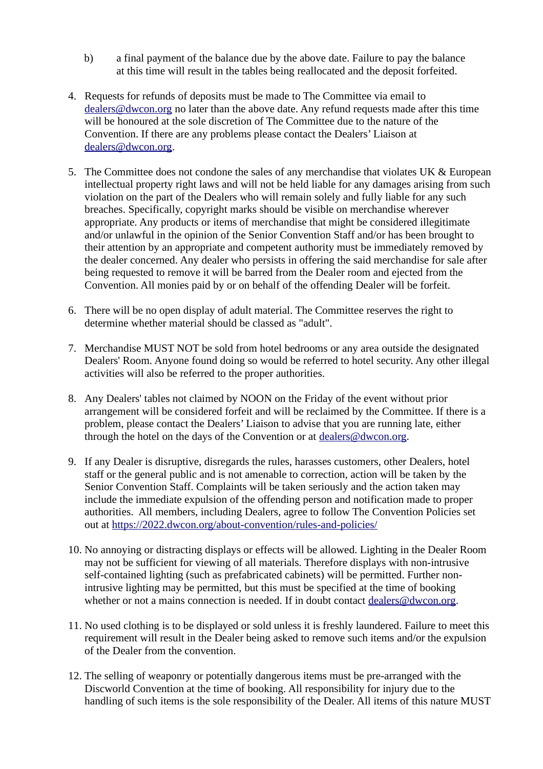b) a final payment of the balance due by the above date. Failure to pay the balance at this time will result in the tables being reallocated and the deposit forfeited.

4. Requests for refunds of deposits must be made to The Committee via email to dealers@dwcon.org no later than the above date. Any refund requests made after this time will be honoured at the sole discretion of The Committee due to the nature of the Convention. If there are any problems please contact the Dealers' Liaison at dealers@dwcon.org.

5. The Committee does not condone the sales of any merchandise that violates UK & European intellectual property right laws and will not be held liable for any damages arising from such violation on the part of the Dealers who will remain solely and fully liable for any such breaches. Specifically, copyright marks should be visible on merchandise wherever appropriate. Any products or items of merchandise that might be considered illegitimate and/or unlawful in the opinion of the Senior Convention Staff and/or has been brought to their attention by an appropriate and competent authority must be immediately removed by the dealer concerned. Any dealer who persists in offering the said merchandise for sale after being requested to remove it will be barred from the Dealer room and ejected from the Convention. All monies paid by or on behalf of the offending Dealer will be forfeit.

6. There will be no open display of adult material. The Committee reserves the right to determine whether material should be classed as "adult".

7. Merchandise MUST NOT be sold from hotel bedrooms or any area outside the designated Dealers' Room. Anyone found doing so would be referred to hotel security. Any other illegal activities will also be referred to the proper authorities.

8. Any Dealers' tables not claimed by NOON on the Friday of the event without prior arrangement will be considered forfeit and will be reclaimed by the Committee. If there is a problem, please contact the Dealers' Liaison to advise that you are running late, either through the hotel on the days of the Convention or at dealers@dwcon.org.

9. If any Dealer is disruptive, disregards the rules, harasses customers, other Dealers, hotel staff or the general public and is not amenable to correction, action will be taken by the Senior Convention Staff. Complaints will be taken seriously and the action taken may include the immediate expulsion of the offending person and notification made to proper authorities. All members, including Dealers, agree to follow The Convention Policies set out at https://2022.dwcon.org/about-convention/rules-and-policies/

10. No annoying or distracting displays or effects will be allowed. Lighting in the Dealer Room may not be sufficient for viewing of all materials. Therefore displays with non-intrusive self-contained lighting (such as prefabricated cabinets) will be permitted. Further non-intrusive lighting may be permitted, but this must be specified at the time of booking whether or not a mains connection is needed. If in doubt contact dealers@dwcon.org.

11. No used clothing is to be displayed or sold unless it is freshly laundered. Failure to meet this requirement will result in the Dealer being asked to remove such items and/or the expulsion of the Dealer from the convention.

12. The selling of weaponry or potentially dangerous items must be pre-arranged with the Discworld Convention at the time of booking. All responsibility for injury due to the handling of such items is the sole responsibility of the Dealer. All items of this nature MUST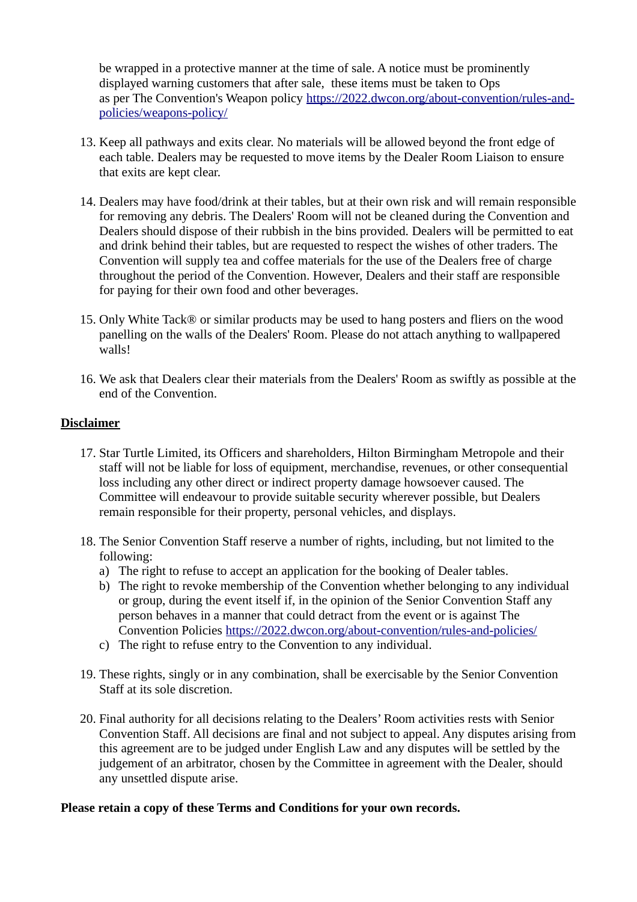be wrapped in a protective manner at the time of sale. A notice must be prominently displayed warning customers that after sale, these items must be taken to Ops as per The Convention's Weapon policy https://2022.dwcon.org/about-convention/rules-and-policies/weapons-policy/

13. Keep all pathways and exits clear. No materials will be allowed beyond the front edge of each table. Dealers may be requested to move items by the Dealer Room Liaison to ensure that exits are kept clear.

14. Dealers may have food/drink at their tables, but at their own risk and will remain responsible for removing any debris. The Dealers' Room will not be cleaned during the Convention and Dealers should dispose of their rubbish in the bins provided. Dealers will be permitted to eat and drink behind their tables, but are requested to respect the wishes of other traders. The Convention will supply tea and coffee materials for the use of the Dealers free of charge throughout the period of the Convention. However, Dealers and their staff are responsible for paying for their own food and other beverages.

15. Only White Tack® or similar products may be used to hang posters and fliers on the wood panelling on the walls of the Dealers' Room. Please do not attach anything to wallpapered walls!

16. We ask that Dealers clear their materials from the Dealers' Room as swiftly as possible at the end of the Convention.

**Disclaimer**

17. Star Turtle Limited, its Officers and shareholders, Hilton Birmingham Metropole and their staff will not be liable for loss of equipment, merchandise, revenues, or other consequential loss including any other direct or indirect property damage howsoever caused. The Committee will endeavour to provide suitable security wherever possible, but Dealers remain responsible for their property, personal vehicles, and displays.

18. The Senior Convention Staff reserve a number of rights, including, but not limited to the following:
    a) The right to refuse to accept an application for the booking of Dealer tables.
    b) The right to revoke membership of the Convention whether belonging to any individual or group, during the event itself if, in the opinion of the Senior Convention Staff any person behaves in a manner that could detract from the event or is against The Convention Policies https://2022.dwcon.org/about-convention/rules-and-policies/
    c) The right to refuse entry to the Convention to any individual.

19. These rights, singly or in any combination, shall be exercisable by the Senior Convention Staff at its sole discretion.

20. Final authority for all decisions relating to the Dealers' Room activities rests with Senior Convention Staff. All decisions are final and not subject to appeal. Any disputes arising from this agreement are to be judged under English Law and any disputes will be settled by the judgement of an arbitrator, chosen by the Committee in agreement with the Dealer, should any unsettled dispute arise.

**Please retain a copy of these Terms and Conditions for your own records.**